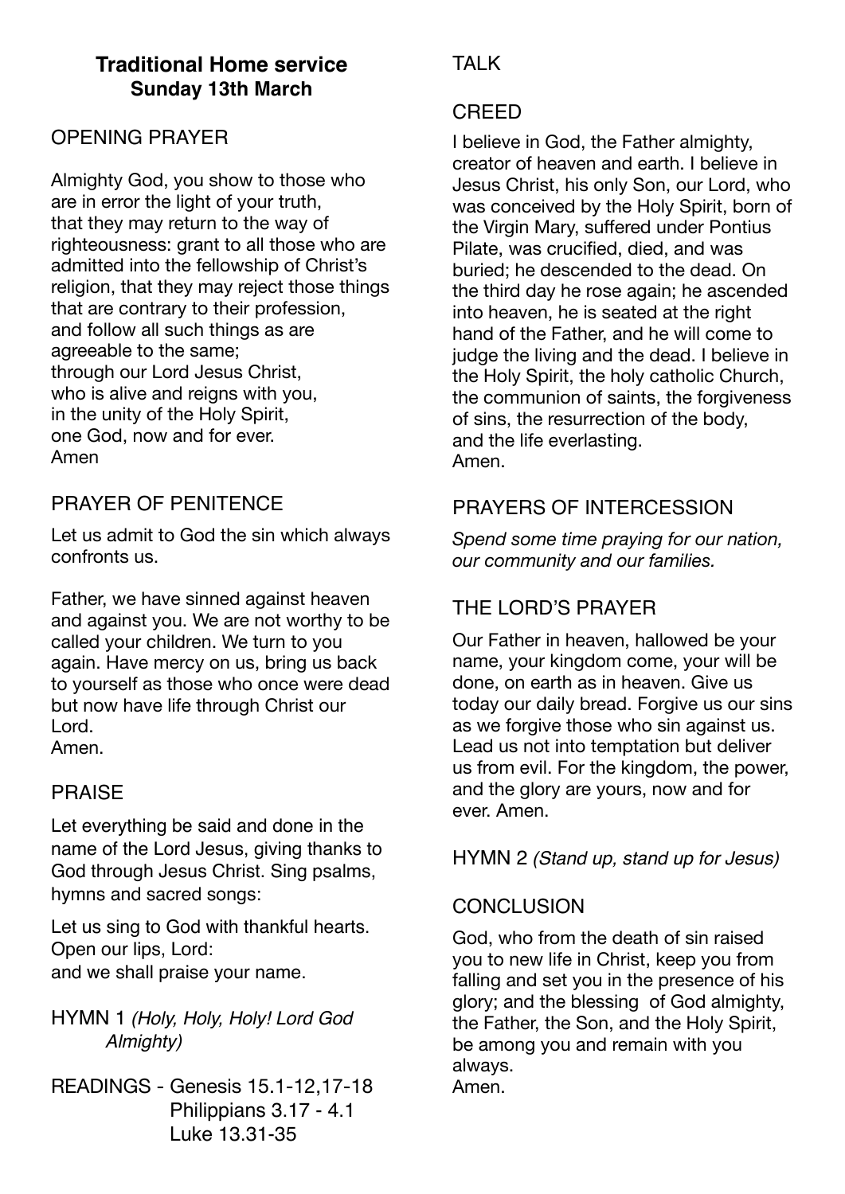# Traditional Home service
## Sunday 13th March

## OPENING PRAYER

Almighty God, you show to those who are in error the light of your truth, that they may return to the way of righteousness: grant to all those who are admitted into the fellowship of Christ's religion, that they may reject those things that are contrary to their profession, and follow all such things as are agreeable to the same;
through our Lord Jesus Christ,
who is alive and reigns with you,
in the unity of the Holy Spirit,
one God, now and for ever.
Amen

## PRAYER OF PENITENCE

Let us admit to God the sin which always confronts us.

Father, we have sinned against heaven and against you. We are not worthy to be called your children. We turn to you again. Have mercy on us, bring us back to yourself as those who once were dead but now have life through Christ our Lord.
Amen.

## PRAISE

Let everything be said and done in the name of the Lord Jesus, giving thanks to God through Jesus Christ. Sing psalms, hymns and sacred songs:

Let us sing to God with thankful hearts.
Open our lips, Lord:
and we shall praise your name.

HYMN 1 *(Holy, Holy, Holy! Lord God Almighty)*

READINGS - Genesis 15.1-12,17-18
Philippians 3.17 - 4.1
Luke 13.31-35

## TALK

## CREED

I believe in God, the Father almighty, creator of heaven and earth. I believe in Jesus Christ, his only Son, our Lord, who was conceived by the Holy Spirit, born of the Virgin Mary, suffered under Pontius Pilate, was crucified, died, and was buried; he descended to the dead. On the third day he rose again; he ascended into heaven, he is seated at the right hand of the Father, and he will come to judge the living and the dead. I believe in the Holy Spirit, the holy catholic Church, the communion of saints, the forgiveness of sins, the resurrection of the body, and the life everlasting.
Amen.

## PRAYERS OF INTERCESSION

*Spend some time praying for our nation, our community and our families.*

## THE LORD'S PRAYER

Our Father in heaven, hallowed be your name, your kingdom come, your will be done, on earth as in heaven. Give us today our daily bread. Forgive us our sins as we forgive those who sin against us. Lead us not into temptation but deliver us from evil. For the kingdom, the power, and the glory are yours, now and for ever. Amen.

HYMN 2 *(Stand up, stand up for Jesus)*

## CONCLUSION

God, who from the death of sin raised you to new life in Christ, keep you from falling and set you in the presence of his glory; and the blessing of God almighty, the Father, the Son, and the Holy Spirit, be among you and remain with you always.
Amen.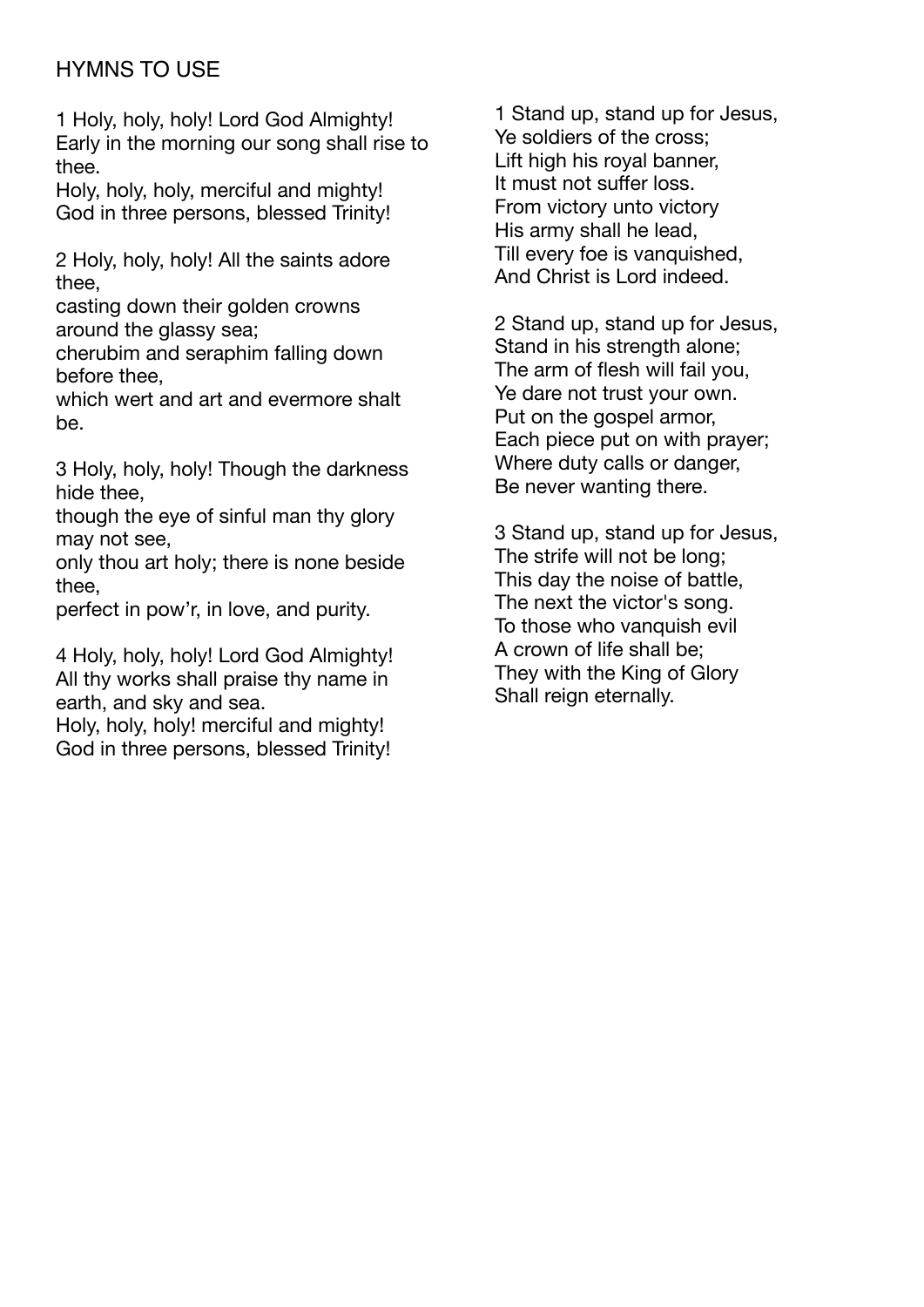## HYMNS TO USE

1 Holy, holy, holy! Lord God Almighty!
Early in the morning our song shall rise to thee.
Holy, holy, holy, merciful and mighty!
God in three persons, blessed Trinity!

2 Holy, holy, holy! All the saints adore thee,
casting down their golden crowns around the glassy sea;
cherubim and seraphim falling down before thee,
which wert and art and evermore shalt be.

3 Holy, holy, holy! Though the darkness hide thee,
though the eye of sinful man thy glory may not see,
only thou art holy; there is none beside thee,
perfect in pow'r, in love, and purity.

4 Holy, holy, holy! Lord God Almighty!
All thy works shall praise thy name in earth, and sky and sea.
Holy, holy, holy! merciful and mighty!
God in three persons, blessed Trinity!

1 Stand up, stand up for Jesus,
Ye soldiers of the cross;
Lift high his royal banner,
It must not suffer loss.
From victory unto victory
His army shall he lead,
Till every foe is vanquished,
And Christ is Lord indeed.

2 Stand up, stand up for Jesus,
Stand in his strength alone;
The arm of flesh will fail you,
Ye dare not trust your own.
Put on the gospel armor,
Each piece put on with prayer;
Where duty calls or danger,
Be never wanting there.

3 Stand up, stand up for Jesus,
The strife will not be long;
This day the noise of battle,
The next the victor's song.
To those who vanquish evil
A crown of life shall be;
They with the King of Glory
Shall reign eternally.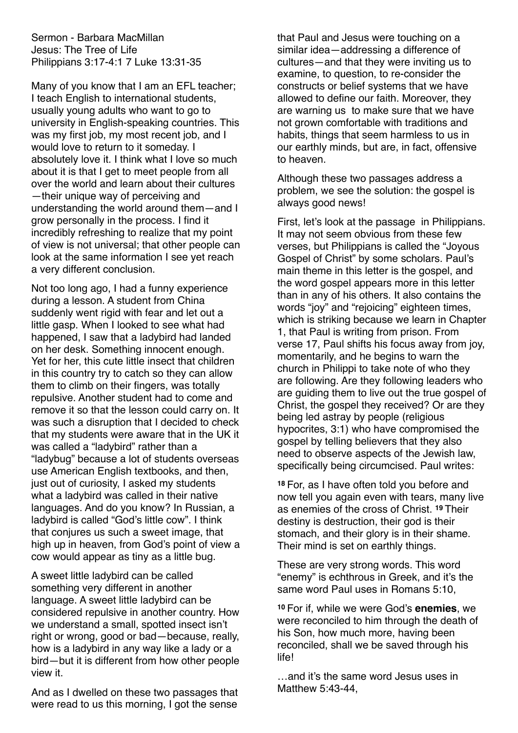Sermon - Barbara MacMillan
Jesus: The Tree of Life
Philippians 3:17-4:1 7 Luke 13:31-35

Many of you know that I am an EFL teacher; I teach English to international students, usually young adults who want to go to university in English-speaking countries. This was my first job, my most recent job, and I would love to return to it someday. I absolutely love it. I think what I love so much about it is that I get to meet people from all over the world and learn about their cultures—their unique way of perceiving and understanding the world around them—and I grow personally in the process. I find it incredibly refreshing to realize that my point of view is not universal; that other people can look at the same information I see yet reach a very different conclusion.

Not too long ago, I had a funny experience during a lesson. A student from China suddenly went rigid with fear and let out a little gasp. When I looked to see what had happened, I saw that a ladybird had landed on her desk. Something innocent enough. Yet for her, this cute little insect that children in this country try to catch so they can allow them to climb on their fingers, was totally repulsive. Another student had to come and remove it so that the lesson could carry on. It was such a disruption that I decided to check that my students were aware that in the UK it was called a "ladybird" rather than a "ladybug" because a lot of students overseas use American English textbooks, and then, just out of curiosity, I asked my students what a ladybird was called in their native languages. And do you know? In Russian, a ladybird is called "God's little cow". I think that conjures us such a sweet image, that high up in heaven, from God's point of view a cow would appear as tiny as a little bug.

A sweet little ladybird can be called something very different in another language. A sweet little ladybird can be considered repulsive in another country. How we understand a small, spotted insect isn't right or wrong, good or bad—because, really, how is a ladybird in any way like a lady or a bird—but it is different from how other people view it.

And as I dwelled on these two passages that were read to us this morning, I got the sense that Paul and Jesus were touching on a similar idea—addressing a difference of cultures—and that they were inviting us to examine, to question, to re-consider the constructs or belief systems that we have allowed to define our faith. Moreover, they are warning us to make sure that we have not grown comfortable with traditions and habits, things that seem harmless to us in our earthly minds, but are, in fact, offensive to heaven.

Although these two passages address a problem, we see the solution: the gospel is always good news!

First, let's look at the passage in Philippians. It may not seem obvious from these few verses, but Philippians is called the "Joyous Gospel of Christ" by some scholars. Paul's main theme in this letter is the gospel, and the word gospel appears more in this letter than in any of his others. It also contains the words "joy" and "rejoicing" eighteen times, which is striking because we learn in Chapter 1, that Paul is writing from prison. From verse 17, Paul shifts his focus away from joy, momentarily, and he begins to warn the church in Philippi to take note of who they are following. Are they following leaders who are guiding them to live out the true gospel of Christ, the gospel they received? Or are they being led astray by people (religious hypocrites, 3:1) who have compromised the gospel by telling believers that they also need to observe aspects of the Jewish law, specifically being circumcised. Paul writes:

**18** For, as I have often told you before and now tell you again even with tears, many live as enemies of the cross of Christ. **19** Their destiny is destruction, their god is their stomach, and their glory is in their shame. Their mind is set on earthly things.

These are very strong words. This word "enemy" is echthrous in Greek, and it's the same word Paul uses in Romans 5:10,

**10** For if, while we were God's **enemies**, we were reconciled to him through the death of his Son, how much more, having been reconciled, shall we be saved through his life!

…and it's the same word Jesus uses in Matthew 5:43-44,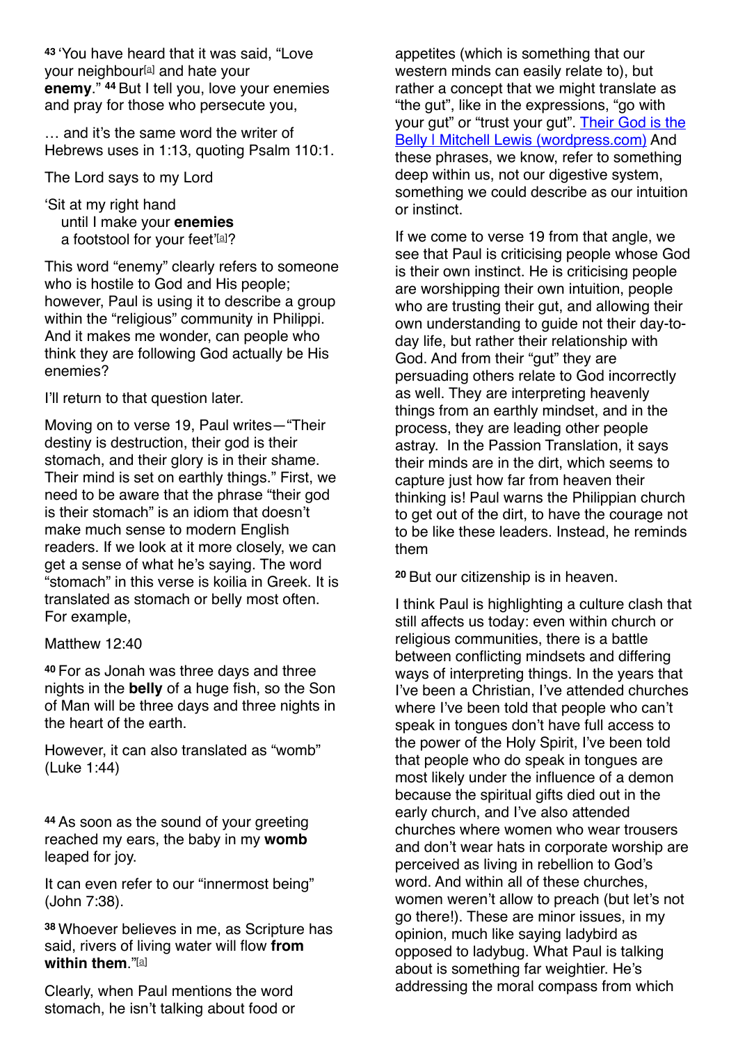[43] 'You have heard that it was said, "Love your neighbour[a] and hate your **enemy**." [44] But I tell you, love your enemies and pray for those who persecute you,

… and it's the same word the writer of Hebrews uses in 1:13, quoting Psalm 110:1.

The Lord says to my Lord

'Sit at my right hand
 until I make your **enemies**
 a footstool for your feet'[a]?

This word "enemy" clearly refers to someone who is hostile to God and His people; however, Paul is using it to describe a group within the "religious" community in Philippi. And it makes me wonder, can people who think they are following God actually be His enemies?

I'll return to that question later.

Moving on to verse 19, Paul writes—"Their destiny is destruction, their god is their stomach, and their glory is in their shame. Their mind is set on earthly things." First, we need to be aware that the phrase "their god is their stomach" is an idiom that doesn't make much sense to modern English readers. If we look at it more closely, we can get a sense of what he's saying. The word "stomach" in this verse is koilia in Greek. It is translated as stomach or belly most often. For example,

Matthew 12:40

[40] For as Jonah was three days and three nights in the **belly** of a huge fish, so the Son of Man will be three days and three nights in the heart of the earth.

However, it can also translated as "womb" (Luke 1:44)

[44] As soon as the sound of your greeting reached my ears, the baby in my **womb** leaped for joy.

It can even refer to our "innermost being" (John 7:38).

[38] Whoever believes in me, as Scripture has said, rivers of living water will flow **from within them**."[a]

Clearly, when Paul mentions the word stomach, he isn't talking about food or appetites (which is something that our western minds can easily relate to), but rather a concept that we might translate as "the gut", like in the expressions, "go with your gut" or "trust your gut". [Their God is the Belly | Mitchell Lewis (wordpress.com)] And these phrases, we know, refer to something deep within us, not our digestive system, something we could describe as our intuition or instinct.

If we come to verse 19 from that angle, we see that Paul is criticising people whose God is their own instinct. He is criticising people are worshipping their own intuition, people who are trusting their gut, and allowing their own understanding to guide not their day-to-day life, but rather their relationship with God. And from their "gut" they are persuading others relate to God incorrectly as well. They are interpreting heavenly things from an earthly mindset, and in the process, they are leading other people astray. In the Passion Translation, it says their minds are in the dirt, which seems to capture just how far from heaven their thinking is! Paul warns the Philippian church to get out of the dirt, to have the courage not to be like these leaders. Instead, he reminds them

[20] But our citizenship is in heaven.

I think Paul is highlighting a culture clash that still affects us today: even within church or religious communities, there is a battle between conflicting mindsets and differing ways of interpreting things. In the years that I've been a Christian, I've attended churches where I've been told that people who can't speak in tongues don't have full access to the power of the Holy Spirit, I've been told that people who do speak in tongues are most likely under the influence of a demon because the spiritual gifts died out in the early church, and I've also attended churches where women who wear trousers and don't wear hats in corporate worship are perceived as living in rebellion to God's word. And within all of these churches, women weren't allow to preach (but let's not go there!). These are minor issues, in my opinion, much like saying ladybird as opposed to ladybug. What Paul is talking about is something far weightier. He's addressing the moral compass from which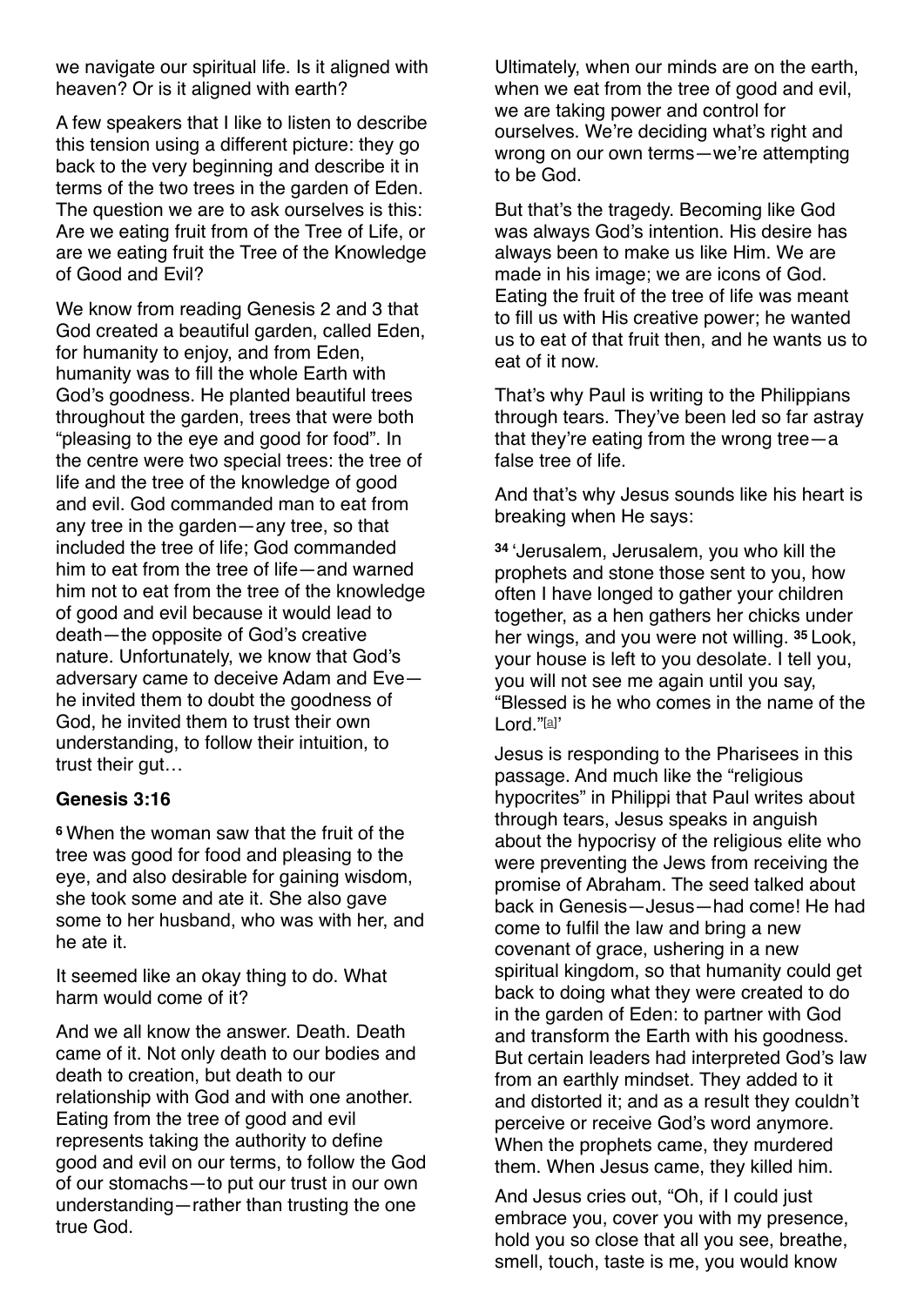we navigate our spiritual life. Is it aligned with heaven? Or is it aligned with earth?

A few speakers that I like to listen to describe this tension using a different picture: they go back to the very beginning and describe it in terms of the two trees in the garden of Eden. The question we are to ask ourselves is this: Are we eating fruit from of the Tree of Life, or are we eating fruit the Tree of the Knowledge of Good and Evil?

We know from reading Genesis 2 and 3 that God created a beautiful garden, called Eden, for humanity to enjoy, and from Eden, humanity was to fill the whole Earth with God's goodness. He planted beautiful trees throughout the garden, trees that were both "pleasing to the eye and good for food". In the centre were two special trees: the tree of life and the tree of the knowledge of good and evil. God commanded man to eat from any tree in the garden—any tree, so that included the tree of life; God commanded him to eat from the tree of life—and warned him not to eat from the tree of the knowledge of good and evil because it would lead to death—the opposite of God's creative nature. Unfortunately, we know that God's adversary came to deceive Adam and Eve—he invited them to doubt the goodness of God, he invited them to trust their own understanding, to follow their intuition, to trust their gut…

**Genesis 3:16**

**6** When the woman saw that the fruit of the tree was good for food and pleasing to the eye, and also desirable for gaining wisdom, she took some and ate it. She also gave some to her husband, who was with her, and he ate it.

It seemed like an okay thing to do. What harm would come of it?

And we all know the answer. Death. Death came of it. Not only death to our bodies and death to creation, but death to our relationship with God and with one another. Eating from the tree of good and evil represents taking the authority to define good and evil on our terms, to follow the God of our stomachs—to put our trust in our own understanding—rather than trusting the one true God.

Ultimately, when our minds are on the earth, when we eat from the tree of good and evil, we are taking power and control for ourselves. We're deciding what's right and wrong on our own terms—we're attempting to be God.

But that's the tragedy. Becoming like God was always God's intention. His desire has always been to make us like Him. We are made in his image; we are icons of God. Eating the fruit of the tree of life was meant to fill us with His creative power; he wanted us to eat of that fruit then, and he wants us to eat of it now.

That's why Paul is writing to the Philippians through tears. They've been led so far astray that they're eating from the wrong tree—a false tree of life.

And that's why Jesus sounds like his heart is breaking when He says:

**34** 'Jerusalem, Jerusalem, you who kill the prophets and stone those sent to you, how often I have longed to gather your children together, as a hen gathers her chicks under her wings, and you were not willing. **35** Look, your house is left to you desolate. I tell you, you will not see me again until you say, "Blessed is he who comes in the name of the Lord."[a]'

Jesus is responding to the Pharisees in this passage. And much like the "religious hypocrites" in Philippi that Paul writes about through tears, Jesus speaks in anguish about the hypocrisy of the religious elite who were preventing the Jews from receiving the promise of Abraham. The seed talked about back in Genesis—Jesus—had come! He had come to fulfil the law and bring a new covenant of grace, ushering in a new spiritual kingdom, so that humanity could get back to doing what they were created to do in the garden of Eden: to partner with God and transform the Earth with his goodness. But certain leaders had interpreted God's law from an earthly mindset. They added to it and distorted it; and as a result they couldn't perceive or receive God's word anymore. When the prophets came, they murdered them. When Jesus came, they killed him.

And Jesus cries out, "Oh, if I could just embrace you, cover you with my presence, hold you so close that all you see, breathe, smell, touch, taste is me, you would know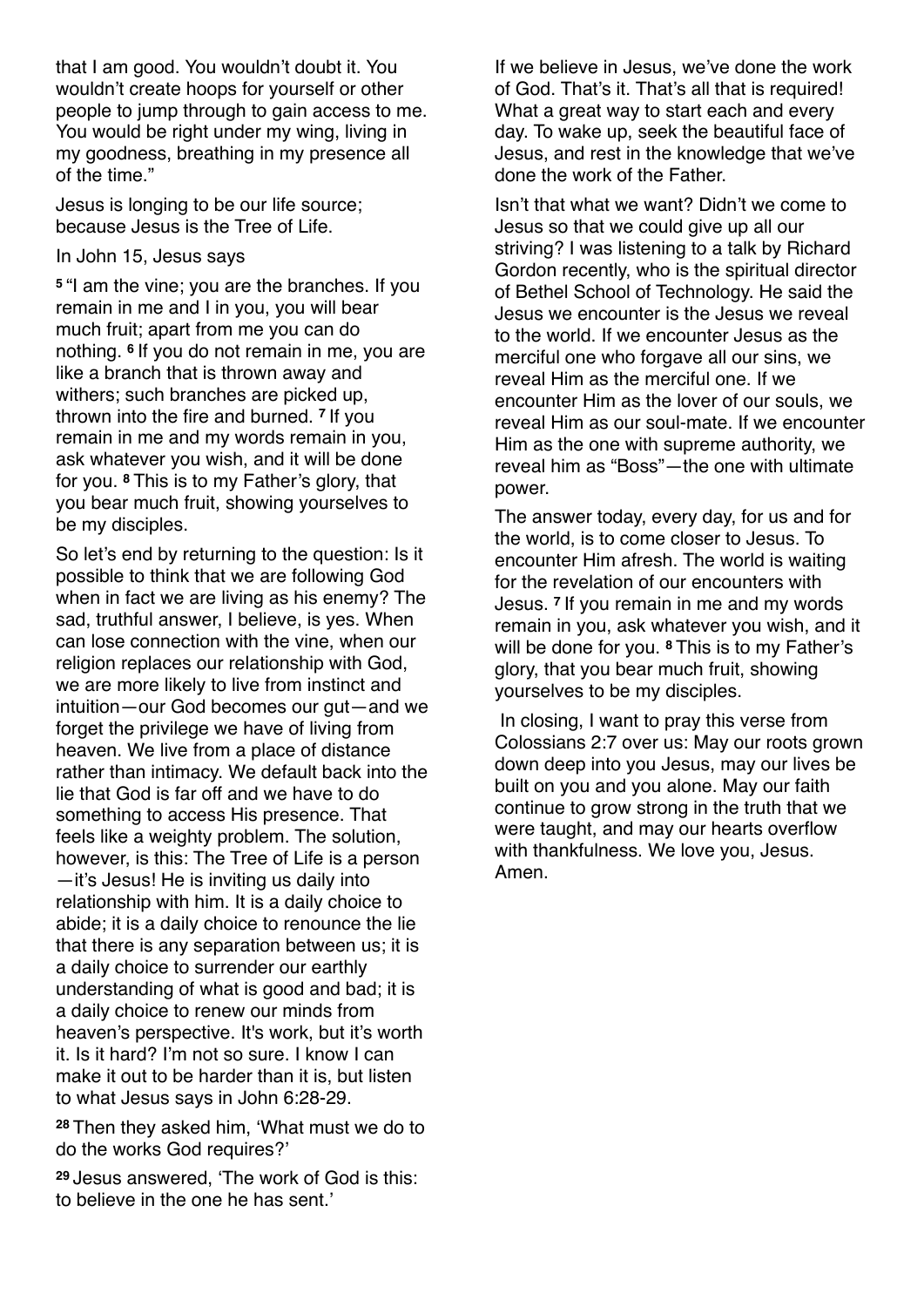that I am good. You wouldn't doubt it. You wouldn't create hoops for yourself or other people to jump through to gain access to me. You would be right under my wing, living in my goodness, breathing in my presence all of the time."

Jesus is longing to be our life source; because Jesus is the Tree of Life.

In John 15, Jesus says

**5** "I am the vine; you are the branches. If you remain in me and I in you, you will bear much fruit; apart from me you can do nothing. **6** If you do not remain in me, you are like a branch that is thrown away and withers; such branches are picked up, thrown into the fire and burned. **7** If you remain in me and my words remain in you, ask whatever you wish, and it will be done for you. **8** This is to my Father's glory, that you bear much fruit, showing yourselves to be my disciples.

So let's end by returning to the question: Is it possible to think that we are following God when in fact we are living as his enemy? The sad, truthful answer, I believe, is yes. When can lose connection with the vine, when our religion replaces our relationship with God, we are more likely to live from instinct and intuition—our God becomes our gut—and we forget the privilege we have of living from heaven. We live from a place of distance rather than intimacy. We default back into the lie that God is far off and we have to do something to access His presence. That feels like a weighty problem. The solution, however, is this: The Tree of Life is a person—it's Jesus! He is inviting us daily into relationship with him. It is a daily choice to abide; it is a daily choice to renounce the lie that there is any separation between us; it is a daily choice to surrender our earthly understanding of what is good and bad; it is a daily choice to renew our minds from heaven's perspective. It's work, but it's worth it. Is it hard? I'm not so sure. I know I can make it out to be harder than it is, but listen to what Jesus says in John 6:28-29.

**28** Then they asked him, 'What must we do to do the works God requires?'

**29** Jesus answered, 'The work of God is this: to believe in the one he has sent.'

If we believe in Jesus, we've done the work of God. That's it. That's all that is required! What a great way to start each and every day. To wake up, seek the beautiful face of Jesus, and rest in the knowledge that we've done the work of the Father.

Isn't that what we want? Didn't we come to Jesus so that we could give up all our striving? I was listening to a talk by Richard Gordon recently, who is the spiritual director of Bethel School of Technology. He said the Jesus we encounter is the Jesus we reveal to the world. If we encounter Jesus as the merciful one who forgave all our sins, we reveal Him as the merciful one. If we encounter Him as the lover of our souls, we reveal Him as our soul-mate. If we encounter Him as the one with supreme authority, we reveal him as "Boss"—the one with ultimate power.

The answer today, every day, for us and for the world, is to come closer to Jesus. To encounter Him afresh. The world is waiting for the revelation of our encounters with Jesus. **7** If you remain in me and my words remain in you, ask whatever you wish, and it will be done for you. **8** This is to my Father's glory, that you bear much fruit, showing yourselves to be my disciples.

In closing, I want to pray this verse from Colossians 2:7 over us: May our roots grown down deep into you Jesus, may our lives be built on you and you alone. May our faith continue to grow strong in the truth that we were taught, and may our hearts overflow with thankfulness. We love you, Jesus. Amen.